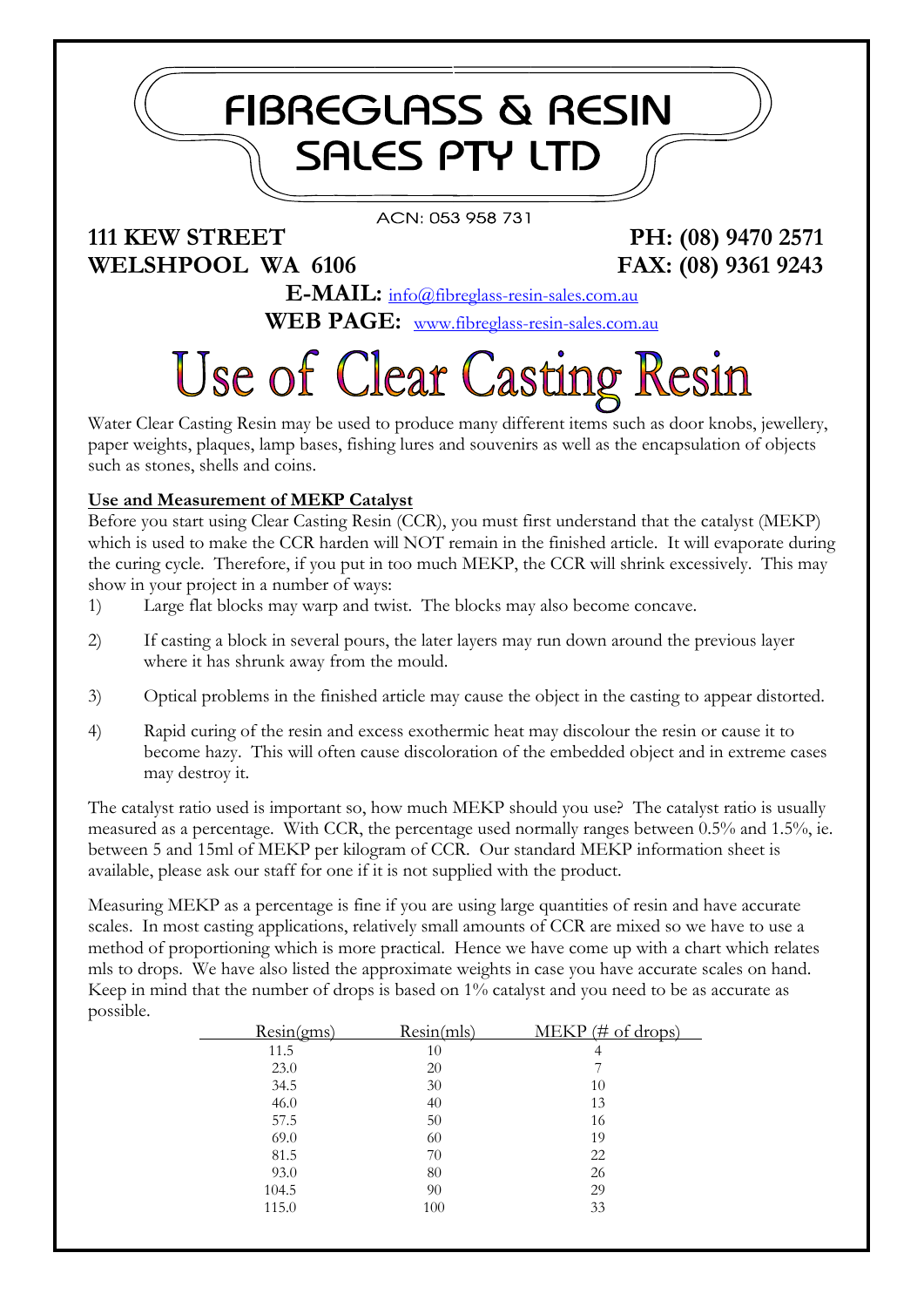# FIBREGLASS & RESIN SALES PTY LTD

ACN: 053 958 731

**111 KEW STREET**
**WELSHPOOL WA 6106**

**PH: (08) 9470 2571**
**FAX: (08) 9361 9243**

**E-MAIL:** info@fibreglass-resin-sales.com.au
**WEB PAGE:** www.fibreglass-resin-sales.com.au

# Use of Clear Casting Resin

Water Clear Casting Resin may be used to produce many different items such as door knobs, jewellery, paper weights, plaques, lamp bases, fishing lures and souvenirs as well as the encapsulation of objects such as stones, shells and coins.

## Use and Measurement of MEKP Catalyst

Before you start using Clear Casting Resin (CCR), you must first understand that the catalyst (MEKP) which is used to make the CCR harden will NOT remain in the finished article. It will evaporate during the curing cycle. Therefore, if you put in too much MEKP, the CCR will shrink excessively. This may show in your project in a number of ways:

1) Large flat blocks may warp and twist. The blocks may also become concave.
2) If casting a block in several pours, the later layers may run down around the previous layer where it has shrunk away from the mould.
3) Optical problems in the finished article may cause the object in the casting to appear distorted.
4) Rapid curing of the resin and excess exothermic heat may discolour the resin or cause it to become hazy. This will often cause discoloration of the embedded object and in extreme cases may destroy it.

The catalyst ratio used is important so, how much MEKP should you use? The catalyst ratio is usually measured as a percentage. With CCR, the percentage used normally ranges between 0.5% and 1.5%, ie. between 5 and 15ml of MEKP per kilogram of CCR. Our standard MEKP information sheet is available, please ask our staff for one if it is not supplied with the product.

Measuring MEKP as a percentage is fine if you are using large quantities of resin and have accurate scales. In most casting applications, relatively small amounts of CCR are mixed so we have to use a method of proportioning which is more practical. Hence we have come up with a chart which relates mls to drops. We have also listed the approximate weights in case you have accurate scales on hand. Keep in mind that the number of drops is based on 1% catalyst and you need to be as accurate as possible.

| Resin(gms) | Resin(mls) | MEKP (# of drops) |
|---|---|---|
| 11.5 | 10 | 4 |
| 23.0 | 20 | 7 |
| 34.5 | 30 | 10 |
| 46.0 | 40 | 13 |
| 57.5 | 50 | 16 |
| 69.0 | 60 | 19 |
| 81.5 | 70 | 22 |
| 93.0 | 80 | 26 |
| 104.5 | 90 | 29 |
| 115.0 | 100 | 33 |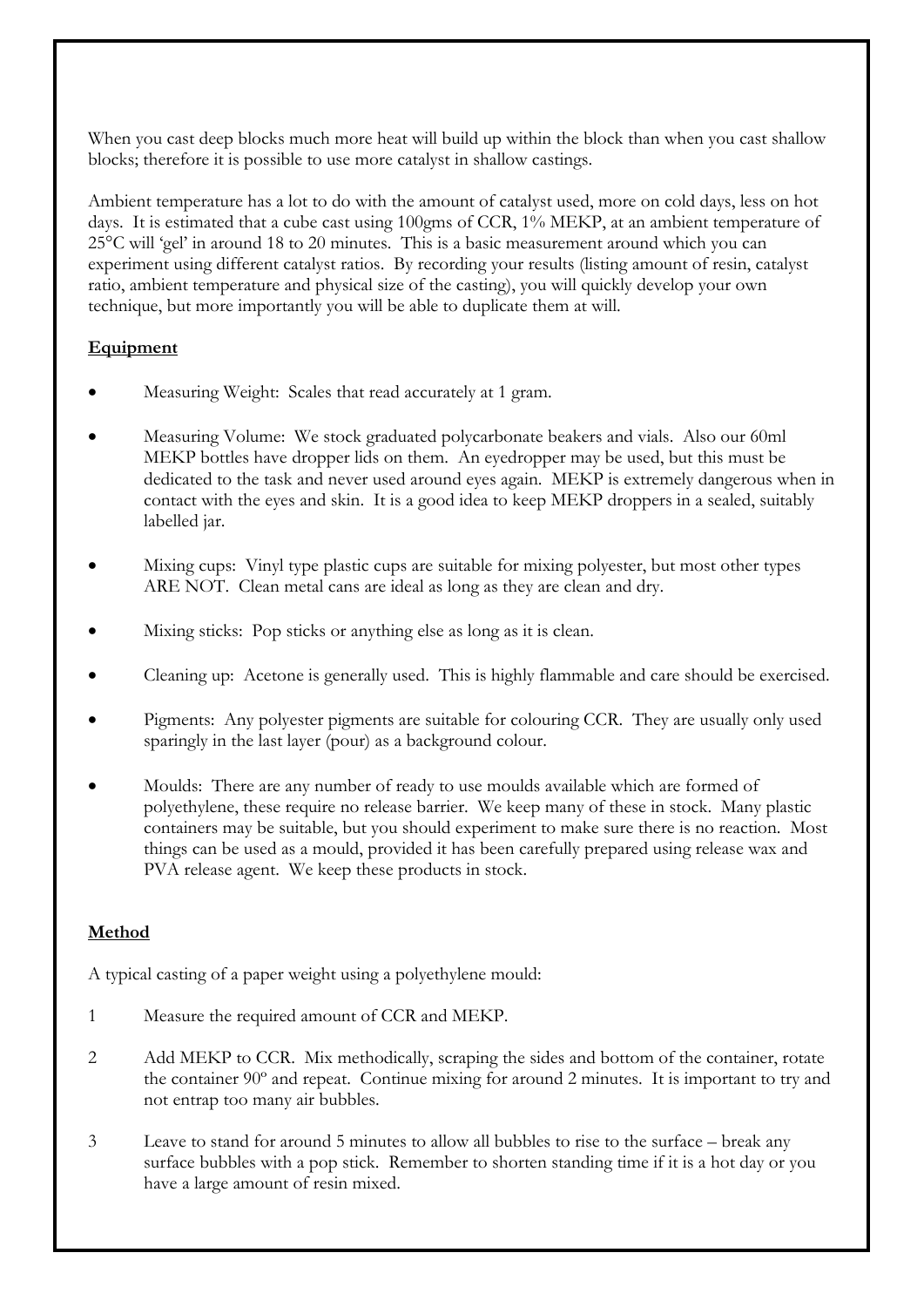When you cast deep blocks much more heat will build up within the block than when you cast shallow blocks; therefore it is possible to use more catalyst in shallow castings.

Ambient temperature has a lot to do with the amount of catalyst used, more on cold days, less on hot days. It is estimated that a cube cast using 100gms of CCR, 1% MEKP, at an ambient temperature of 25°C will 'gel' in around 18 to 20 minutes. This is a basic measurement around which you can experiment using different catalyst ratios. By recording your results (listing amount of resin, catalyst ratio, ambient temperature and physical size of the casting), you will quickly develop your own technique, but more importantly you will be able to duplicate them at will.

## Equipment

- Measuring Weight: Scales that read accurately at 1 gram.
- Measuring Volume: We stock graduated polycarbonate beakers and vials. Also our 60ml MEKP bottles have dropper lids on them. An eyedropper may be used, but this must be dedicated to the task and never used around eyes again. MEKP is extremely dangerous when in contact with the eyes and skin. It is a good idea to keep MEKP droppers in a sealed, suitably labelled jar.
- Mixing cups: Vinyl type plastic cups are suitable for mixing polyester, but most other types ARE NOT. Clean metal cans are ideal as long as they are clean and dry.
- Mixing sticks: Pop sticks or anything else as long as it is clean.
- Cleaning up: Acetone is generally used. This is highly flammable and care should be exercised.
- Pigments: Any polyester pigments are suitable for colouring CCR. They are usually only used sparingly in the last layer (pour) as a background colour.
- Moulds: There are any number of ready to use moulds available which are formed of polyethylene, these require no release barrier. We keep many of these in stock. Many plastic containers may be suitable, but you should experiment to make sure there is no reaction. Most things can be used as a mould, provided it has been carefully prepared using release wax and PVA release agent. We keep these products in stock.

## Method

A typical casting of a paper weight using a polyethylene mould:

1. Measure the required amount of CCR and MEKP.
2. Add MEKP to CCR. Mix methodically, scraping the sides and bottom of the container, rotate the container 90º and repeat. Continue mixing for around 2 minutes. It is important to try and not entrap too many air bubbles.
3. Leave to stand for around 5 minutes to allow all bubbles to rise to the surface – break any surface bubbles with a pop stick. Remember to shorten standing time if it is a hot day or you have a large amount of resin mixed.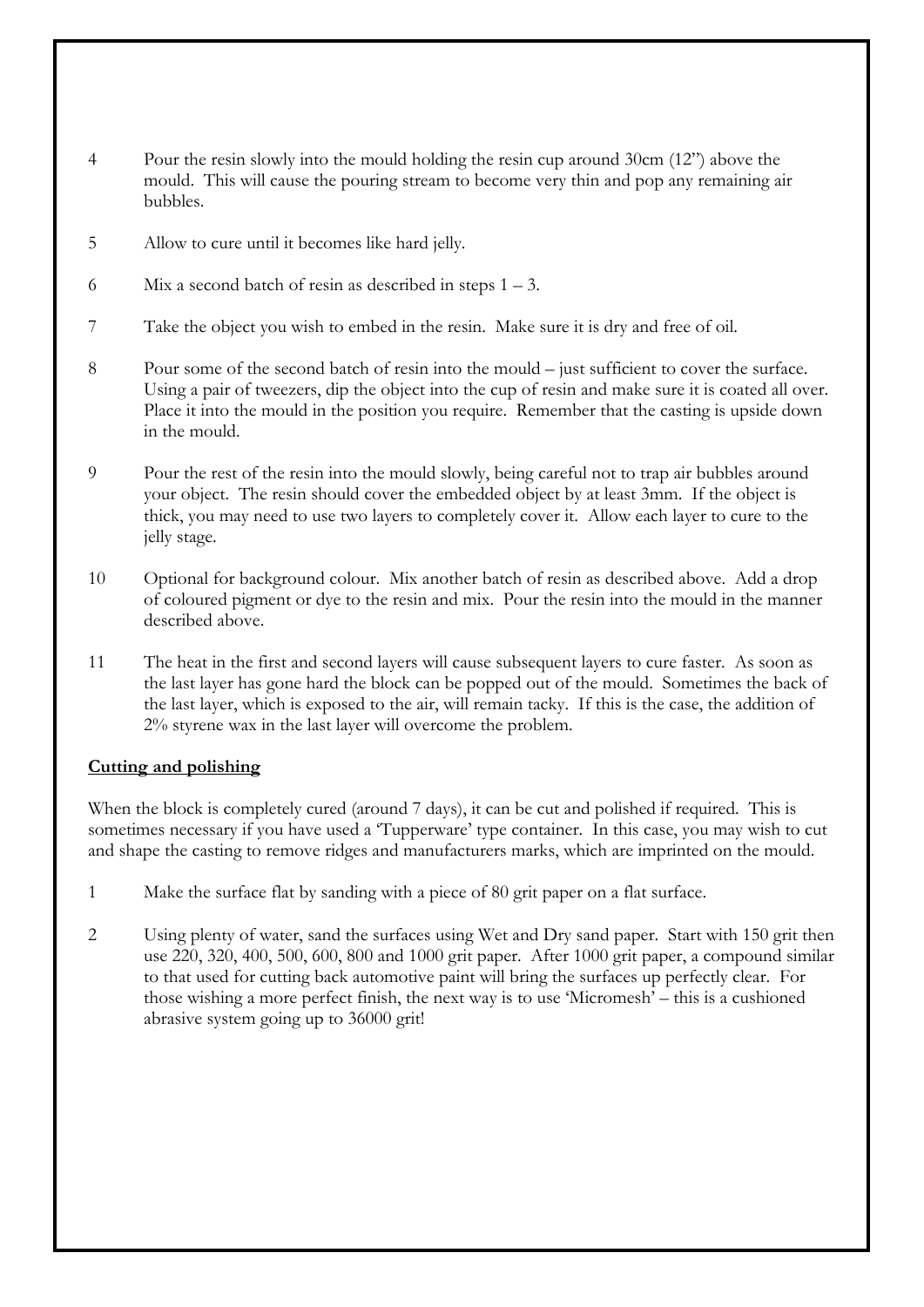4 Pour the resin slowly into the mould holding the resin cup around 30cm (12") above the mould. This will cause the pouring stream to become very thin and pop any remaining air bubbles.

5 Allow to cure until it becomes like hard jelly.

6 Mix a second batch of resin as described in steps 1 – 3.

7 Take the object you wish to embed in the resin. Make sure it is dry and free of oil.

8 Pour some of the second batch of resin into the mould – just sufficient to cover the surface. Using a pair of tweezers, dip the object into the cup of resin and make sure it is coated all over. Place it into the mould in the position you require. Remember that the casting is upside down in the mould.

9 Pour the rest of the resin into the mould slowly, being careful not to trap air bubbles around your object. The resin should cover the embedded object by at least 3mm. If the object is thick, you may need to use two layers to completely cover it. Allow each layer to cure to the jelly stage.

10 Optional for background colour. Mix another batch of resin as described above. Add a drop of coloured pigment or dye to the resin and mix. Pour the resin into the mould in the manner described above.

11 The heat in the first and second layers will cause subsequent layers to cure faster. As soon as the last layer has gone hard the block can be popped out of the mould. Sometimes the back of the last layer, which is exposed to the air, will remain tacky. If this is the case, the addition of 2% styrene wax in the last layer will overcome the problem.

**Cutting and polishing**

When the block is completely cured (around 7 days), it can be cut and polished if required. This is sometimes necessary if you have used a 'Tupperware' type container. In this case, you may wish to cut and shape the casting to remove ridges and manufacturers marks, which are imprinted on the mould.

1 Make the surface flat by sanding with a piece of 80 grit paper on a flat surface.

2 Using plenty of water, sand the surfaces using Wet and Dry sand paper. Start with 150 grit then use 220, 320, 400, 500, 600, 800 and 1000 grit paper. After 1000 grit paper, a compound similar to that used for cutting back automotive paint will bring the surfaces up perfectly clear. For those wishing a more perfect finish, the next way is to use 'Micromesh' – this is a cushioned abrasive system going up to 36000 grit!